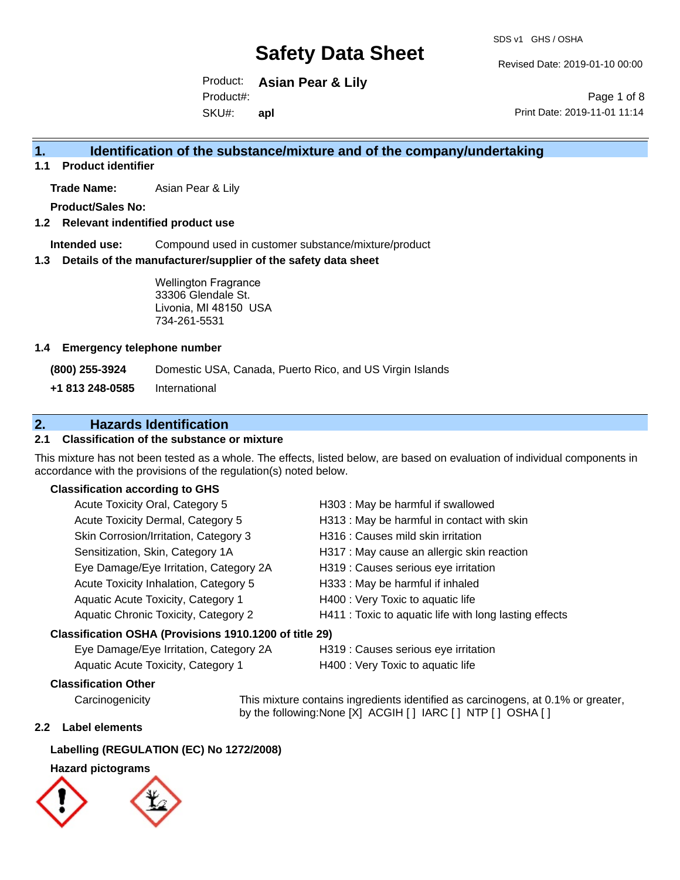# Safety Data Sheet

SDS v1 GHS / OSHA

Revised Date: 2019-01-10 00:00

Product: **Asian Pear & Lily**
Product#:
SKU#: **apl**

Print Date: 2019-11-01 11:14

## 1. Identification of the substance/mixture and of the company/undertaking

### 1.1 Product identifier

**Trade Name:** Asian Pear & Lily

**Product/Sales No:**

### 1.2 Relevant indentified product use

**Intended use:** Compound used in customer substance/mixture/product

### 1.3 Details of the manufacturer/supplier of the safety data sheet

Wellington Fragrance
33306 Glendale St.
Livonia, MI 48150 USA
734-261-5531

### 1.4 Emergency telephone number

**(800) 255-3924** Domestic USA, Canada, Puerto Rico, and US Virgin Islands

**+1 813 248-0585** International

## 2. Hazards Identification

### 2.1 Classification of the substance or mixture

This mixture has not been tested as a whole. The effects, listed below, are based on evaluation of individual components in accordance with the provisions of the regulation(s) noted below.

**Classification according to GHS**

| | |
|---|---|
| Acute Toxicity Oral, Category 5 | H303 : May be harmful if swallowed |
| Acute Toxicity Dermal, Category 5 | H313 : May be harmful in contact with skin |
| Skin Corrosion/Irritation, Category 3 | H316 : Causes mild skin irritation |
| Sensitization, Skin, Category 1A | H317 : May cause an allergic skin reaction |
| Eye Damage/Eye Irritation, Category 2A | H319 : Causes serious eye irritation |
| Acute Toxicity Inhalation, Category 5 | H333 : May be harmful if inhaled |
| Aquatic Acute Toxicity, Category 1 | H400 : Very Toxic to aquatic life |
| Aquatic Chronic Toxicity, Category 2 | H411 : Toxic to aquatic life with long lasting effects |

**Classification OSHA (Provisions 1910.1200 of title 29)**

| | |
|---|---|
| Eye Damage/Eye Irritation, Category 2A | H319 : Causes serious eye irritation |
| Aquatic Acute Toxicity, Category 1 | H400 : Very Toxic to aquatic life |

**Classification Other**

Carcinogenicity — This mixture contains ingredients identified as carcinogens, at 0.1% or greater, by the following:None [X] ACGIH [ ] IARC [ ] NTP [ ] OSHA [ ]

### 2.2 Label elements

**Labelling (REGULATION (EC) No 1272/2008)**

**Hazard pictograms**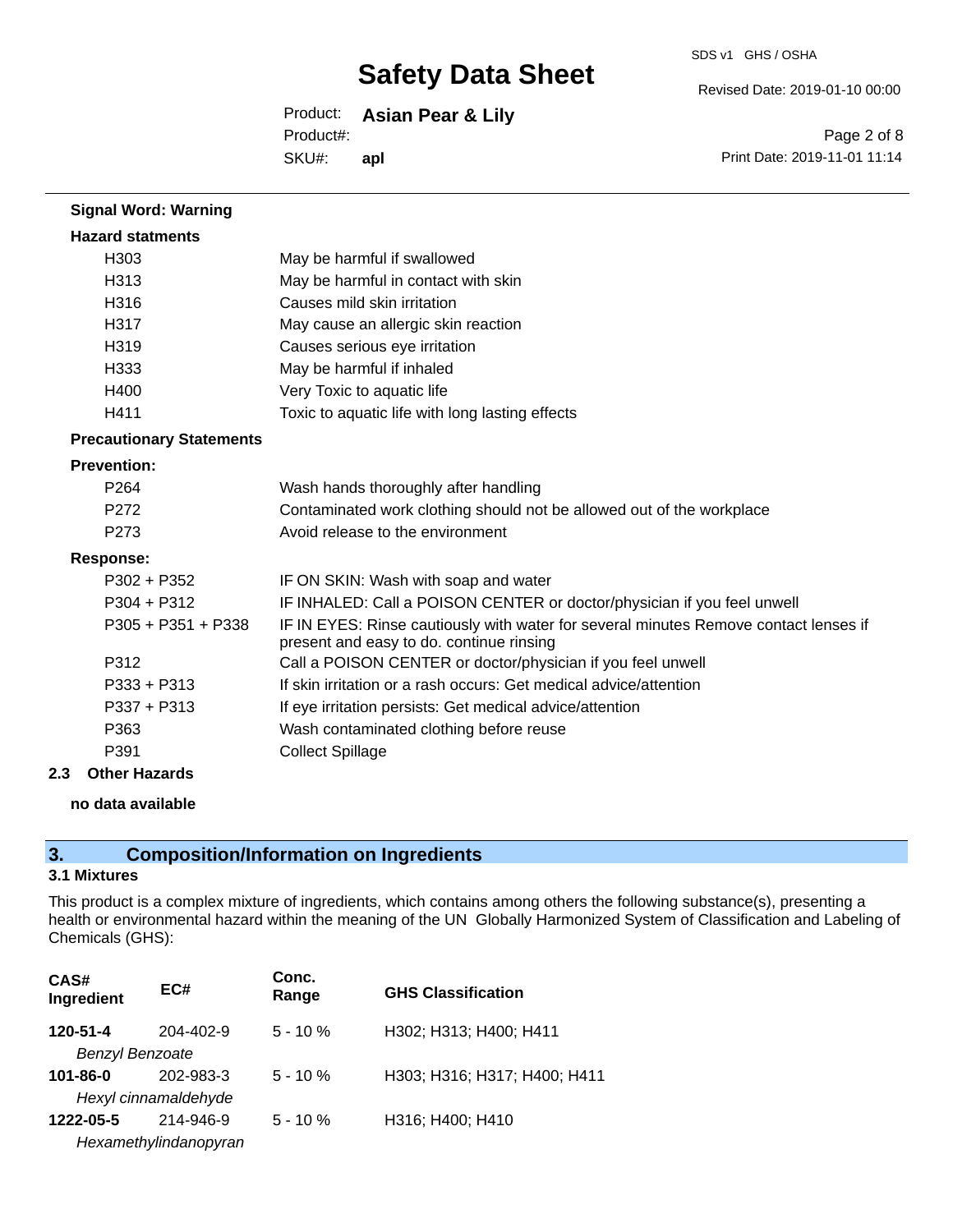**Signal Word: Warning**

**Hazard statments**

| | |
|---|---|
| H303 | May be harmful if swallowed |
| H313 | May be harmful in contact with skin |
| H316 | Causes mild skin irritation |
| H317 | May cause an allergic skin reaction |
| H319 | Causes serious eye irritation |
| H333 | May be harmful if inhaled |
| H400 | Very Toxic to aquatic life |
| H411 | Toxic to aquatic life with long lasting effects |

**Precautionary Statements**

**Prevention:**

| | |
|---|---|
| P264 | Wash hands thoroughly after handling |
| P272 | Contaminated work clothing should not be allowed out of the workplace |
| P273 | Avoid release to the environment |

**Response:**

| | |
|---|---|
| P302 + P352 | IF ON SKIN: Wash with soap and water |
| P304 + P312 | IF INHALED: Call a POISON CENTER or doctor/physician if you feel unwell |
| P305 + P351 + P338 | IF IN EYES: Rinse cautiously with water for several minutes Remove contact lenses if present and easy to do. continue rinsing |
| P312 | Call a POISON CENTER or doctor/physician if you feel unwell |
| P333 + P313 | If skin irritation or a rash occurs: Get medical advice/attention |
| P337 + P313 | If eye irritation persists: Get medical advice/attention |
| P363 | Wash contaminated clothing before reuse |
| P391 | Collect Spillage |

### 2.3 Other Hazards

**no data available**

## 3. Composition/Information on Ingredients

### 3.1 Mixtures

This product is a complex mixture of ingredients, which contains among others the following substance(s), presenting a health or environmental hazard within the meaning of the UN Globally Harmonized System of Classification and Labeling of Chemicals (GHS):

| CAS# Ingredient | EC# | Conc. Range | GHS Classification |
|---|---|---|---|
| **120-51-4** *Benzyl Benzoate* | 204-402-9 | 5 - 10 % | H302; H313; H400; H411 |
| **101-86-0** *Hexyl cinnamaldehyde* | 202-983-3 | 5 - 10 % | H303; H316; H317; H400; H411 |
| **1222-05-5** *Hexamethylindanopyran* | 214-946-9 | 5 - 10 % | H316; H400; H410 |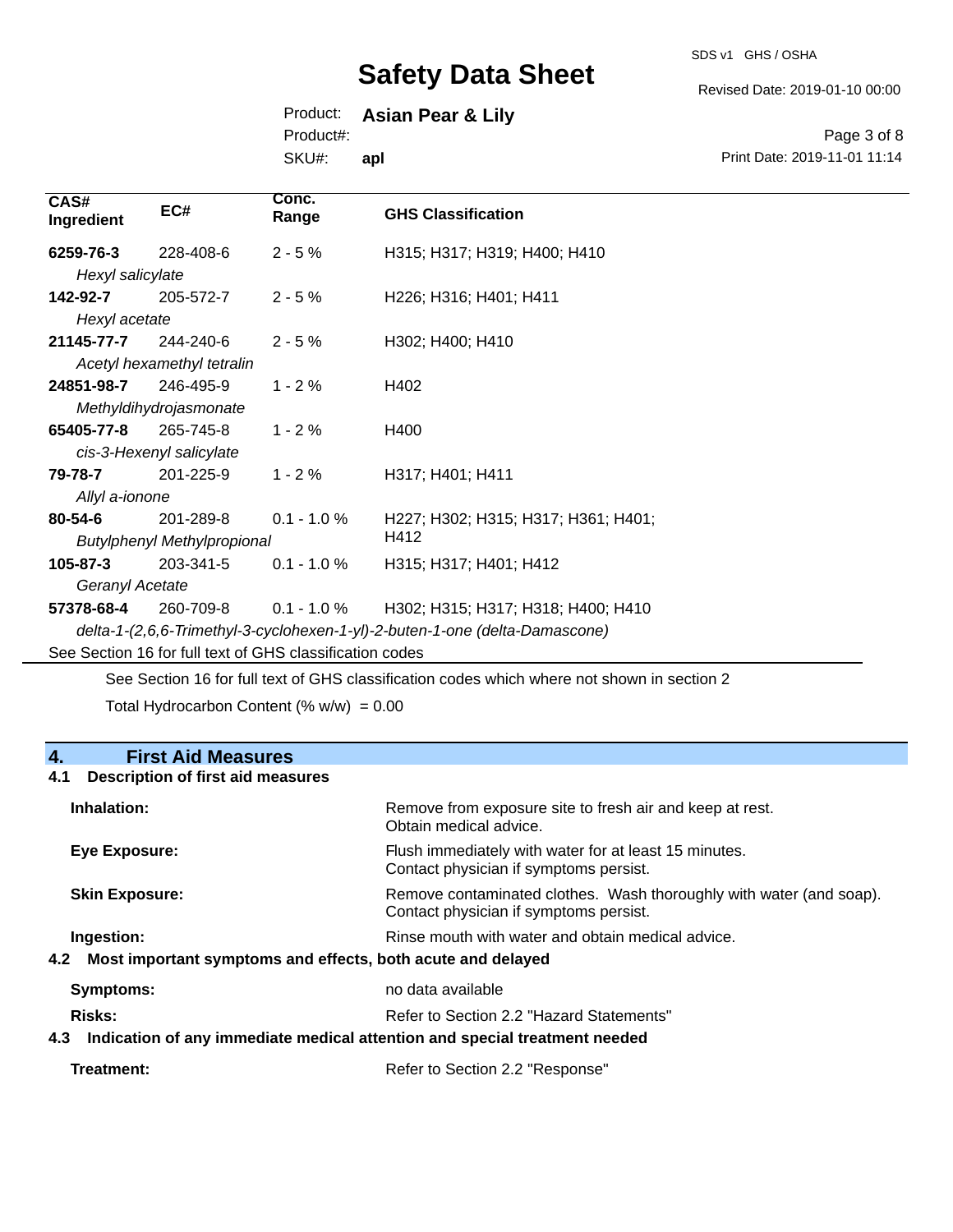| CAS# Ingredient | EC# | Conc. Range | GHS Classification |
|---|---|---|---|
| **6259-76-3** *Hexyl salicylate* | 228-408-6 | 2 - 5 % | H315; H317; H319; H400; H410 |
| **142-92-7** *Hexyl acetate* | 205-572-7 | 2 - 5 % | H226; H316; H401; H411 |
| **21145-77-7** *Acetyl hexamethyl tetralin* | 244-240-6 | 2 - 5 % | H302; H400; H410 |
| **24851-98-7** *Methyldihydrojasmonate* | 246-495-9 | 1 - 2 % | H402 |
| **65405-77-8** *cis-3-Hexenyl salicylate* | 265-745-8 | 1 - 2 % | H400 |
| **79-78-7** *Allyl a-ionone* | 201-225-9 | 1 - 2 % | H317; H401; H411 |
| **80-54-6** *Butylphenyl Methylpropional* | 201-289-8 | 0.1 - 1.0 % | H227; H302; H315; H317; H361; H401; H412 |
| **105-87-3** *Geranyl Acetate* | 203-341-5 | 0.1 - 1.0 % | H315; H317; H401; H412 |
| **57378-68-4** *delta-1-(2,6,6-Trimethyl-3-cyclohexen-1-yl)-2-buten-1-one (delta-Damascone)* | 260-709-8 | 0.1 - 1.0 % | H302; H315; H317; H318; H400; H410 |

See Section 16 for full text of GHS classification codes

See Section 16 for full text of GHS classification codes which where not shown in section 2

Total Hydrocarbon Content (% w/w) = 0.00

## 4. First Aid Measures

### 4.1 Description of first aid measures

**Inhalation:** Remove from exposure site to fresh air and keep at rest. Obtain medical advice.

**Eye Exposure:** Flush immediately with water for at least 15 minutes. Contact physician if symptoms persist.

**Skin Exposure:** Remove contaminated clothes. Wash thoroughly with water (and soap). Contact physician if symptoms persist.

**Ingestion:** Rinse mouth with water and obtain medical advice.

### 4.2 Most important symptoms and effects, both acute and delayed

**Symptoms:** no data available

**Risks:** Refer to Section 2.2 "Hazard Statements"

### 4.3 Indication of any immediate medical attention and special treatment needed

**Treatment:** Refer to Section 2.2 "Response"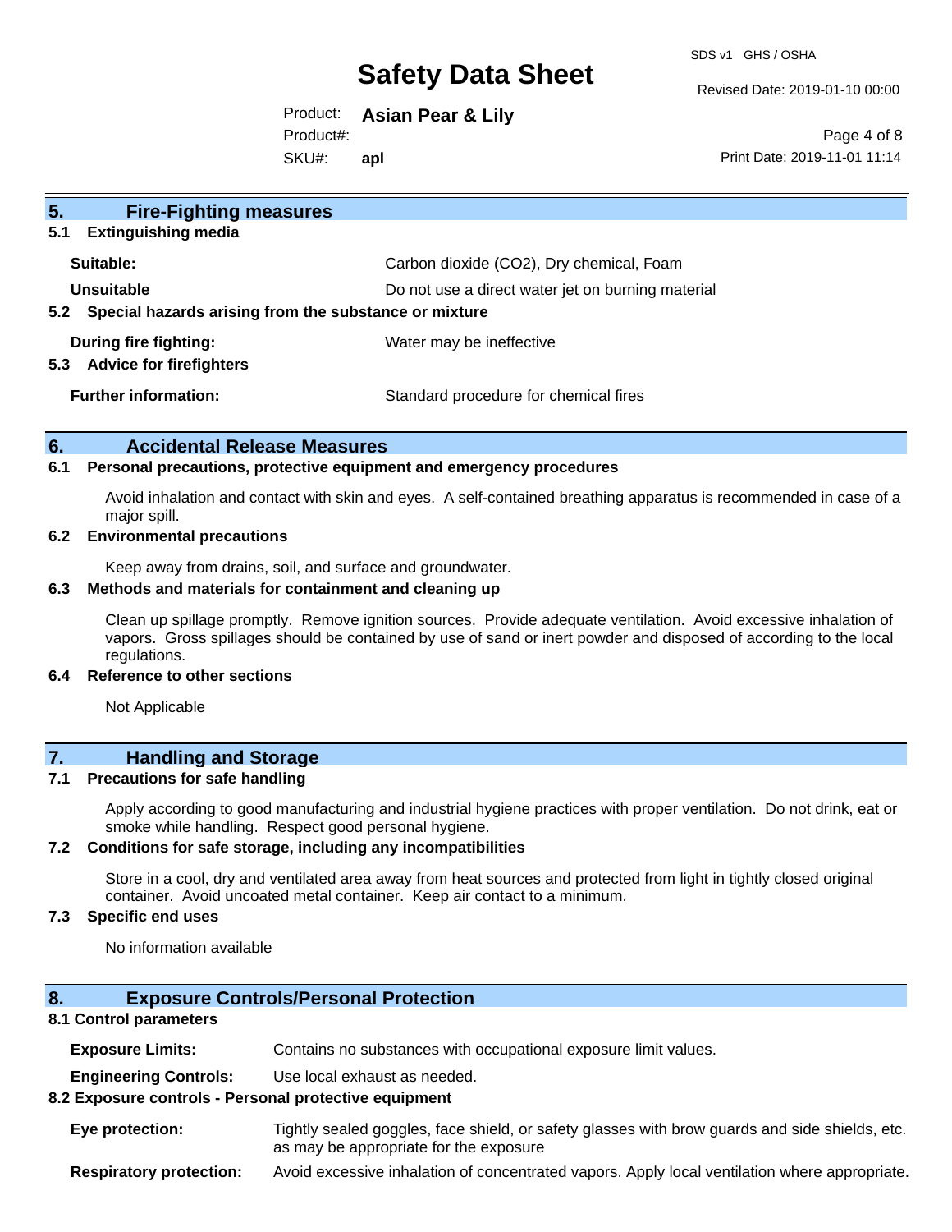## 5. Fire-Fighting measures

### 5.1 Extinguishing media

| | |
|---|---|
| **Suitable:** | Carbon dioxide ($CO_2$), Dry chemical, Foam |
| **Unsuitable** | Do not use a direct water jet on burning material |

### 5.2 Special hazards arising from the substance or mixture

| | |
|---|---|
| **During fire fighting:** | Water may be ineffective |

### 5.3 Advice for firefighters

| | |
|---|---|
| **Further information:** | Standard procedure for chemical fires |

## 6. Accidental Release Measures

### 6.1 Personal precautions, protective equipment and emergency procedures

Avoid inhalation and contact with skin and eyes. A self-contained breathing apparatus is recommended in case of a major spill.

### 6.2 Environmental precautions

Keep away from drains, soil, and surface and groundwater.

### 6.3 Methods and materials for containment and cleaning up

Clean up spillage promptly. Remove ignition sources. Provide adequate ventilation. Avoid excessive inhalation of vapors. Gross spillages should be contained by use of sand or inert powder and disposed of according to the local regulations.

### 6.4 Reference to other sections

Not Applicable

## 7. Handling and Storage

### 7.1 Precautions for safe handling

Apply according to good manufacturing and industrial hygiene practices with proper ventilation. Do not drink, eat or smoke while handling. Respect good personal hygiene.

### 7.2 Conditions for safe storage, including any incompatibilities

Store in a cool, dry and ventilated area away from heat sources and protected from light in tightly closed original container. Avoid uncoated metal container. Keep air contact to a minimum.

### 7.3 Specific end uses

No information available

## 8. Exposure Controls/Personal Protection

### 8.1 Control parameters

| | |
|---|---|
| **Exposure Limits:** | Contains no substances with occupational exposure limit values. |
| **Engineering Controls:** | Use local exhaust as needed. |

### 8.2 Exposure controls - Personal protective equipment

| | |
|---|---|
| **Eye protection:** | Tightly sealed goggles, face shield, or safety glasses with brow guards and side shields, etc. as may be appropriate for the exposure |
| **Respiratory protection:** | Avoid excessive inhalation of concentrated vapors. Apply local ventilation where appropriate. |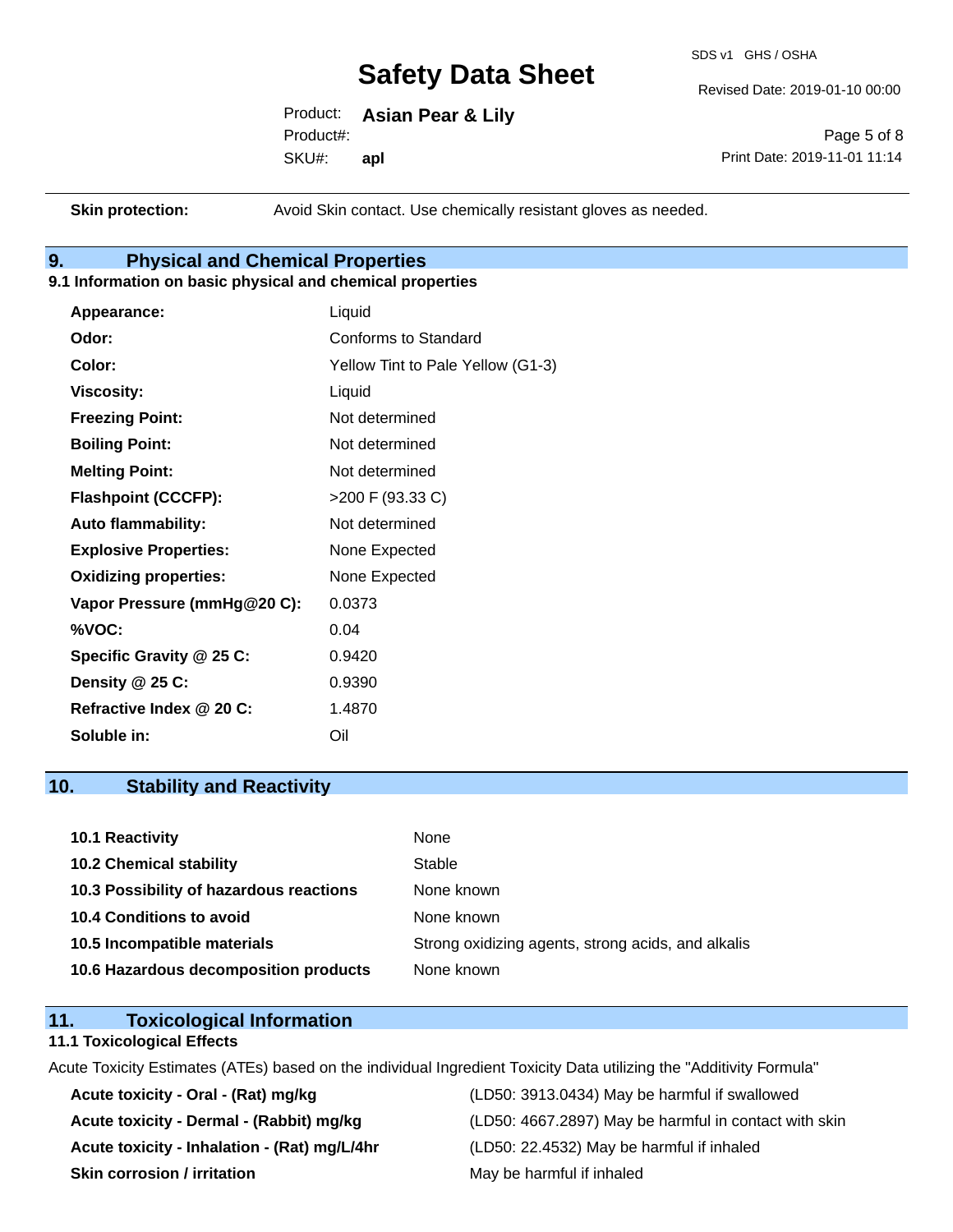**Skin protection:** Avoid Skin contact. Use chemically resistant gloves as needed.

## 9. Physical and Chemical Properties

### 9.1 Information on basic physical and chemical properties

| | |
|---|---|
| **Appearance:** | Liquid |
| **Odor:** | Conforms to Standard |
| **Color:** | Yellow Tint to Pale Yellow (G1-3) |
| **Viscosity:** | Liquid |
| **Freezing Point:** | Not determined |
| **Boiling Point:** | Not determined |
| **Melting Point:** | Not determined |
| **Flashpoint (CCCFP):** | >200 F (93.33 C) |
| **Auto flammability:** | Not determined |
| **Explosive Properties:** | None Expected |
| **Oxidizing properties:** | None Expected |
| **Vapor Pressure (mmHg@20 C):** | 0.0373 |
| **%VOC:** | 0.04 |
| **Specific Gravity @ 25 C:** | 0.9420 |
| **Density @ 25 C:** | 0.9390 |
| **Refractive Index @ 20 C:** | 1.4870 |
| **Soluble in:** | Oil |

## 10. Stability and Reactivity

| | |
|---|---|
| **10.1 Reactivity** | None |
| **10.2 Chemical stability** | Stable |
| **10.3 Possibility of hazardous reactions** | None known |
| **10.4 Conditions to avoid** | None known |
| **10.5 Incompatible materials** | Strong oxidizing agents, strong acids, and alkalis |
| **10.6 Hazardous decomposition products** | None known |

## 11. Toxicological Information

### 11.1 Toxicological Effects

Acute Toxicity Estimates (ATEs) based on the individual Ingredient Toxicity Data utilizing the "Additivity Formula"

| | |
|---|---|
| **Acute toxicity - Oral - (Rat) mg/kg** | (LD50: 3913.0434) May be harmful if swallowed |
| **Acute toxicity - Dermal - (Rabbit) mg/kg** | (LD50: 4667.2897) May be harmful in contact with skin |
| **Acute toxicity - Inhalation - (Rat) mg/L/4hr** | (LD50: 22.4532) May be harmful if inhaled |
| **Skin corrosion / irritation** | May be harmful if inhaled |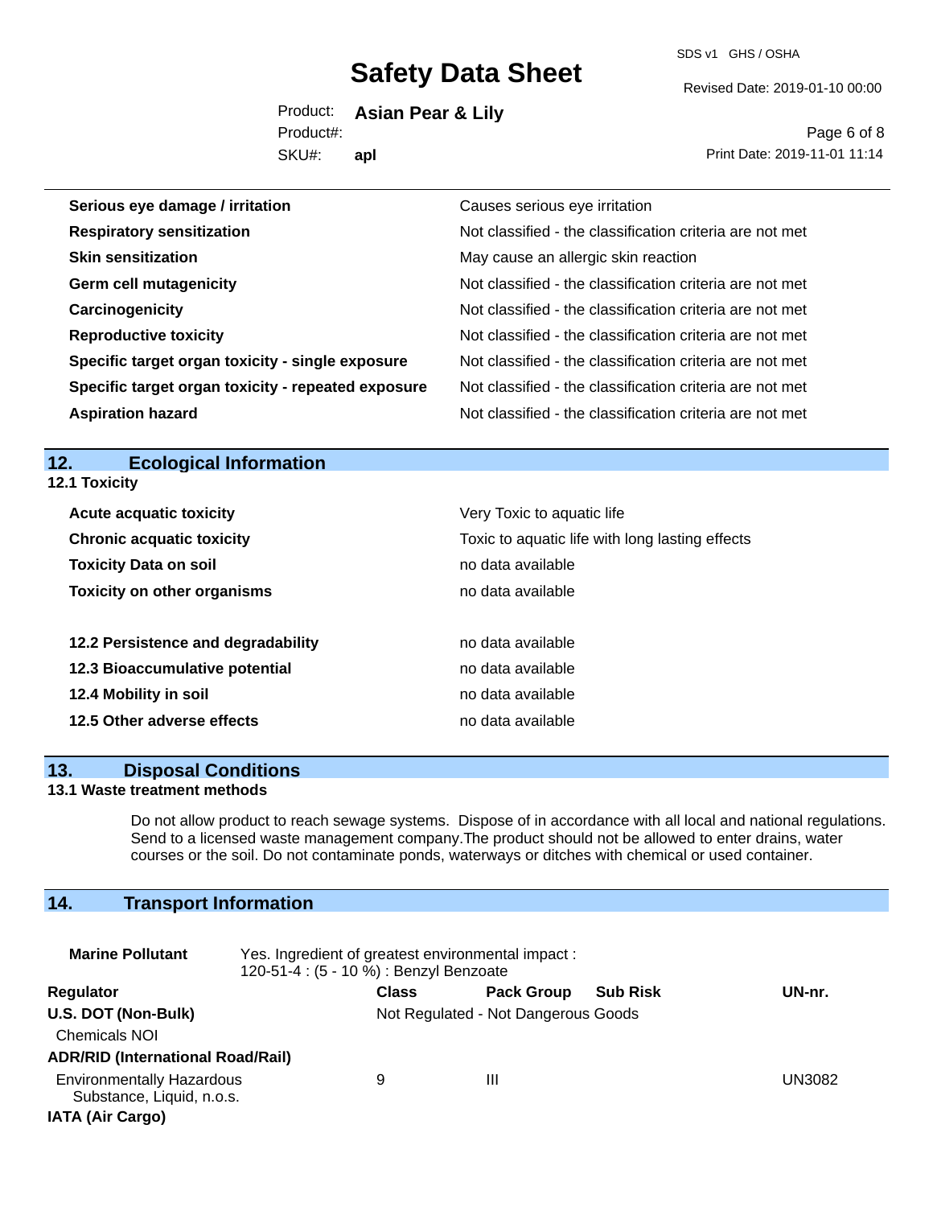| | |
|---|---|
| **Serious eye damage / irritation** | Causes serious eye irritation |
| **Respiratory sensitization** | Not classified - the classification criteria are not met |
| **Skin sensitization** | May cause an allergic skin reaction |
| **Germ cell mutagenicity** | Not classified - the classification criteria are not met |
| **Carcinogenicity** | Not classified - the classification criteria are not met |
| **Reproductive toxicity** | Not classified - the classification criteria are not met |
| **Specific target organ toxicity - single exposure** | Not classified - the classification criteria are not met |
| **Specific target organ toxicity - repeated exposure** | Not classified - the classification criteria are not met |
| **Aspiration hazard** | Not classified - the classification criteria are not met |

## 12. Ecological Information

**12.1 Toxicity**

| | |
|---|---|
| **Acute acquatic toxicity** | Very Toxic to aquatic life |
| **Chronic acquatic toxicity** | Toxic to aquatic life with long lasting effects |
| **Toxicity Data on soil** | no data available |
| **Toxicity on other organisms** | no data available |

| | |
|---|---|
| **12.2 Persistence and degradability** | no data available |
| **12.3 Bioaccumulative potential** | no data available |
| **12.4 Mobility in soil** | no data available |
| **12.5 Other adverse effects** | no data available |

## 13. Disposal Conditions

**13.1 Waste treatment methods**

Do not allow product to reach sewage systems. Dispose of in accordance with all local and national regulations. Send to a licensed waste management company.The product should not be allowed to enter drains, water courses or the soil. Do not contaminate ponds, waterways or ditches with chemical or used container.

## 14. Transport Information

**Marine Pollutant** Yes. Ingredient of greatest environmental impact : 120-51-4 : (5 - 10 %) : Benzyl Benzoate

| Regulator | Class | Pack Group | Sub Risk | UN-nr. |
|---|---|---|---|---|
| **U.S. DOT (Non-Bulk)** | Not Regulated - Not Dangerous Goods | | | |
| Chemicals NOI | | | | |
| **ADR/RID (International Road/Rail)** | | | | |
| Environmentally Hazardous Substance, Liquid, n.o.s. | 9 | III | | UN3082 |
| **IATA (Air Cargo)** | | | | |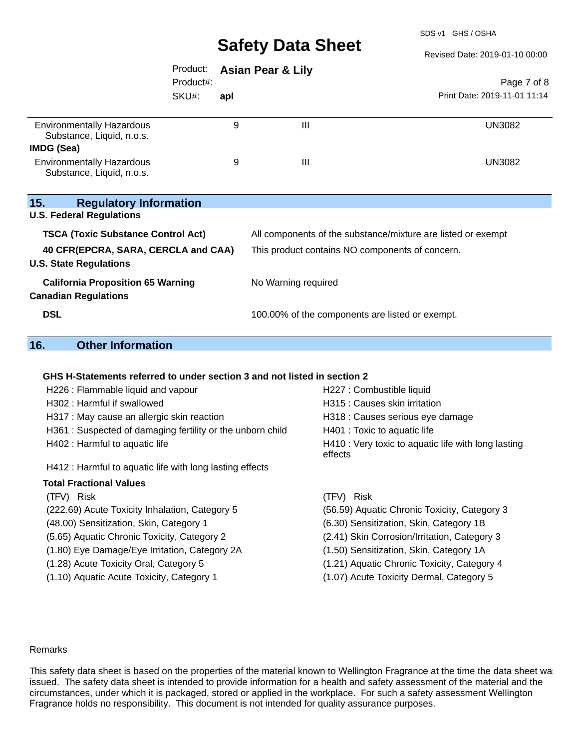| | | | |
|---|---|---|---|
| Environmentally Hazardous Substance, Liquid, n.o.s. | 9 | III | UN3082 |
| **IMDG (Sea)** | | | |
| Environmentally Hazardous Substance, Liquid, n.o.s. | 9 | III | UN3082 |

## 15. Regulatory Information

**U.S. Federal Regulations**

| | |
|---|---|
| **TSCA (Toxic Substance Control Act)** | All components of the substance/mixture are listed or exempt |
| **40 CFR(EPCRA, SARA, CERCLA and CAA)** | This product contains NO components of concern. |

**U.S. State Regulations**

| | |
|---|---|
| **California Proposition 65 Warning** | No Warning required |

**Canadian Regulations**

| | |
|---|---|
| **DSL** | 100.00% of the components are listed or exempt. |

## 16. Other Information

**GHS H-Statements referred to under section 3 and not listed in section 2**

- H226 : Flammable liquid and vapour
- H227 : Combustible liquid
- H302 : Harmful if swallowed
- H315 : Causes skin irritation
- H317 : May cause an allergic skin reaction
- H318 : Causes serious eye damage
- H361 : Suspected of damaging fertility or the unborn child
- H401 : Toxic to aquatic life
- H402 : Harmful to aquatic life
- H410 : Very toxic to aquatic life with long lasting effects
- H412 : Harmful to aquatic life with long lasting effects

**Total Fractional Values**

| (TFV) Risk | (TFV) Risk |
|---|---|
| (222.69) Acute Toxicity Inhalation, Category 5 | (56.59) Aquatic Chronic Toxicity, Category 3 |
| (48.00) Sensitization, Skin, Category 1 | (6.30) Sensitization, Skin, Category 1B |
| (5.65) Aquatic Chronic Toxicity, Category 2 | (2.41) Skin Corrosion/Irritation, Category 3 |
| (1.80) Eye Damage/Eye Irritation, Category 2A | (1.50) Sensitization, Skin, Category 1A |
| (1.28) Acute Toxicity Oral, Category 5 | (1.21) Aquatic Chronic Toxicity, Category 4 |
| (1.10) Aquatic Acute Toxicity, Category 1 | (1.07) Acute Toxicity Dermal, Category 5 |

Remarks

This safety data sheet is based on the properties of the material known to Wellington Fragrance at the time the data sheet was issued. The safety data sheet is intended to provide information for a health and safety assessment of the material and the circumstances, under which it is packaged, stored or applied in the workplace. For such a safety assessment Wellington Fragrance holds no responsibility. This document is not intended for quality assurance purposes.